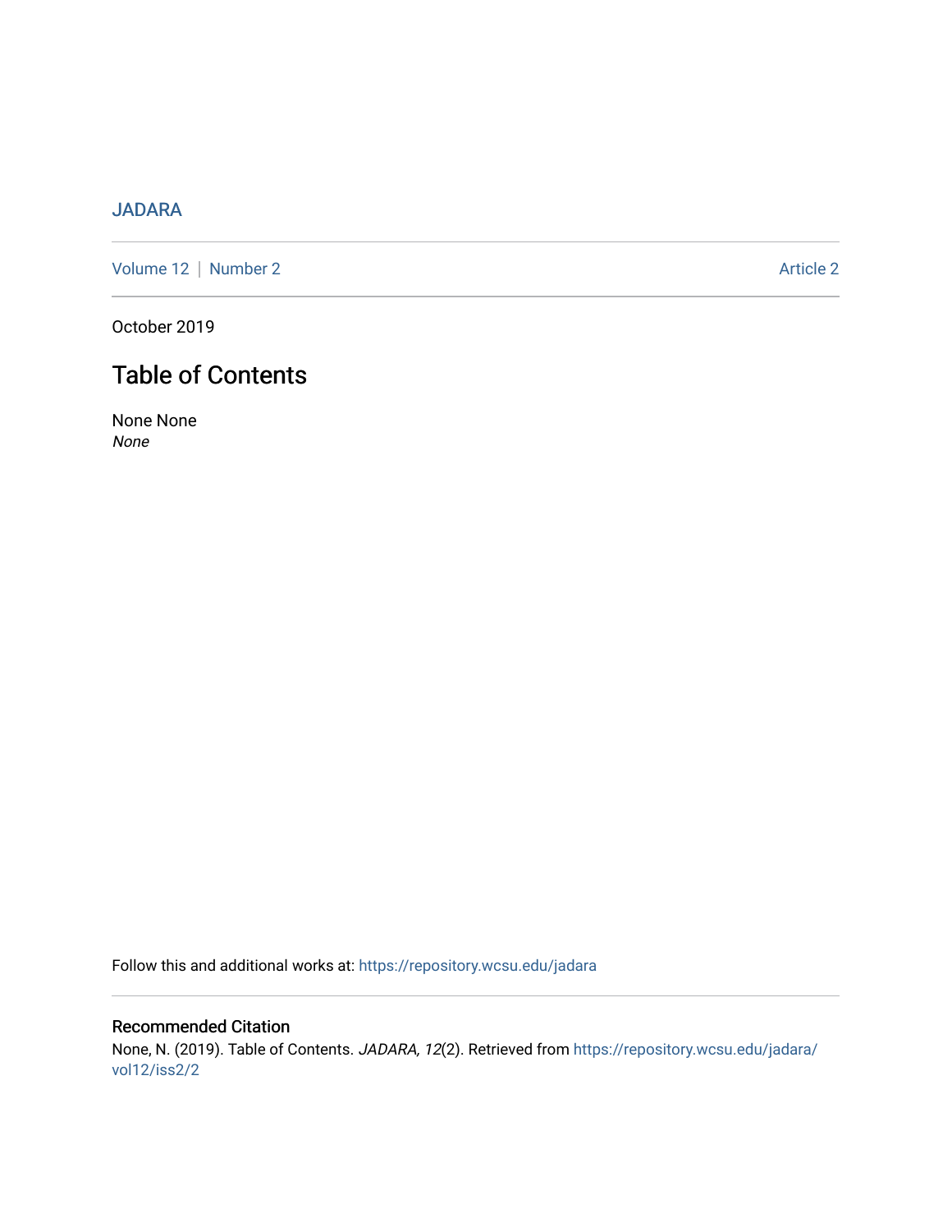JADARA

Volume 12 | Number 2 Article 2

October 2019

# Table of Contents

None None
*None*

Follow this and additional works at: https://repository.wcsu.edu/jadara

## Recommended Citation

None, N. (2019). Table of Contents. *JADARA, 12*(2). Retrieved from https://repository.wcsu.edu/jadara/vol12/iss2/2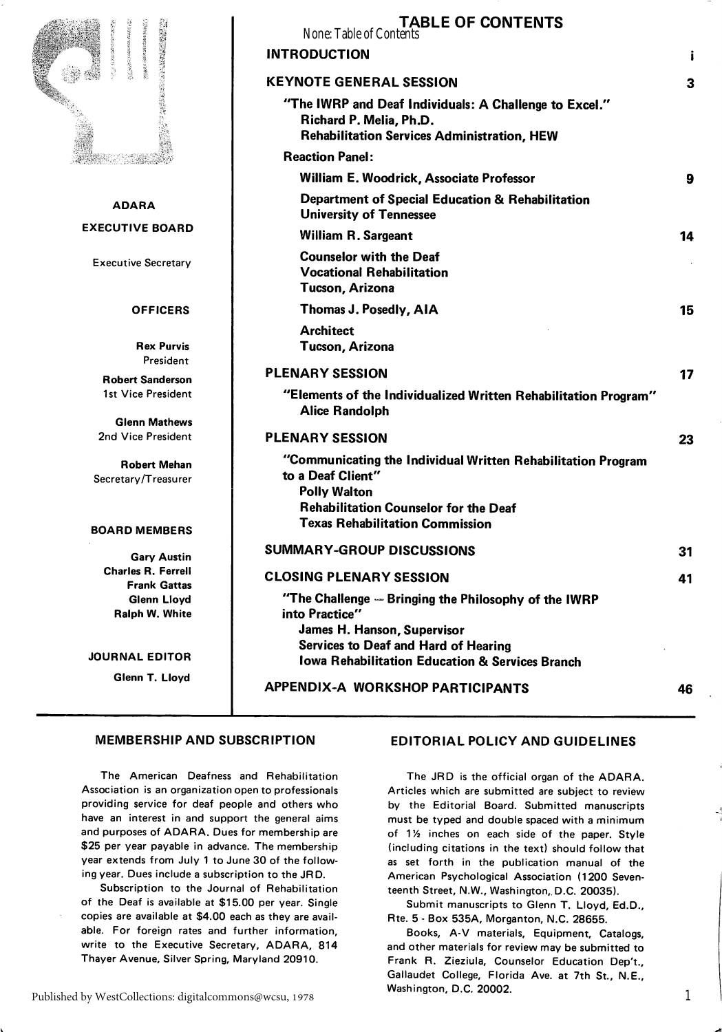# TABLE OF CONTENTS

None: Table of Contents

| | |
|---|---|
| **INTRODUCTION** | **i** |
| **KEYNOTE GENERAL SESSION** | **3** |
| **"The IWRP and Deaf Individuals: A Challenge to Excel."** **Richard P. Melia, Ph.D.** **Rehabilitation Services Administration, HEW** | |
| **Reaction Panel:** | |
| **William E. Woodrick, Associate Professor** | **9** |
| **Department of Special Education & Rehabilitation** **University of Tennessee** | |
| **William R. Sargeant** | **14** |
| **Counselor with the Deaf** **Vocational Rehabilitation** **Tucson, Arizona** | |
| **Thomas J. Posedly, AIA** | **15** |
| **Architect** **Tucson, Arizona** | |
| **PLENARY SESSION** | **17** |
| **"Elements of the Individualized Written Rehabilitation Program"** **Alice Randolph** | |
| **PLENARY SESSION** | **23** |
| **"Communicating the Individual Written Rehabilitation Program to a Deaf Client"** **Polly Walton** **Rehabilitation Counselor for the Deaf** **Texas Rehabilitation Commission** | |
| **SUMMARY-GROUP DISCUSSIONS** | **31** |
| **CLOSING PLENARY SESSION** | **41** |
| **"The Challenge — Bringing the Philosophy of the IWRP into Practice"** **James H. Hanson, Supervisor** **Services to Deaf and Hard of Hearing** **Iowa Rehabilitation Education & Services Branch** | |
| **APPENDIX-A WORKSHOP PARTICIPANTS** | **46** |

**ADARA**

**EXECUTIVE BOARD**

Executive Secretary

**OFFICERS**

**Rex Purvis**
President

**Robert Sanderson**
1st Vice President

**Glenn Mathews**
2nd Vice President

**Robert Mehan**
Secretary/Treasurer

**BOARD MEMBERS**

**Gary Austin**
**Charles R. Ferrell**
**Frank Gattas**
**Glenn Lloyd**
**Ralph W. White**

**JOURNAL EDITOR**

**Glenn T. Lloyd**

## MEMBERSHIP AND SUBSCRIPTION

The American Deafness and Rehabilitation Association is an organization open to professionals providing service for deaf people and others who have an interest in and support the general aims and purposes of ADARA. Dues for membership are $25 per year payable in advance. The membership year extends from July 1 to June 30 of the following year. Dues include a subscription to the JRD.

Subscription to the Journal of Rehabilitation of the Deaf is available at $15.00 per year. Single copies are available at $4.00 each as they are available. For foreign rates and further information, write to the Executive Secretary, ADARA, 814 Thayer Avenue, Silver Spring, Maryland 20910.

## EDITORIAL POLICY AND GUIDELINES

The JRD is the official organ of the ADARA. Articles which are submitted are subject to review by the Editorial Board. Submitted manuscripts must be typed and double spaced with a minimum of 1½ inches on each side of the paper. Style (including citations in the text) should follow that as set forth in the publication manual of the American Psychological Association (1200 Seventeenth Street, N.W., Washington, D.C. 20035).

Submit manuscripts to Glenn T. Lloyd, Ed.D., Rte. 5 - Box 535A, Morganton, N.C. 28655.

Books, A-V materials, Equipment, Catalogs, and other materials for review may be submitted to Frank R. Zieziula, Counselor Education Dep't., Gallaudet College, Florida Ave. at 7th St., N.E., Washington, D.C. 20002.